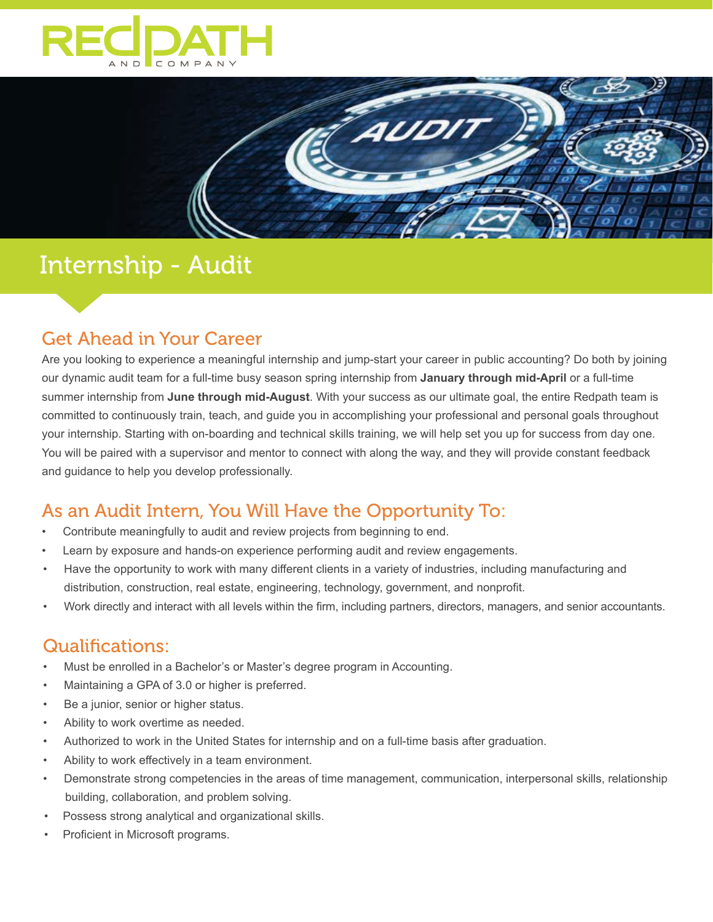# Internship - Audit

## Get Ahead in Your Career

Are you looking to experience a meaningful internship and jump-start your career in public accounting? Do both by joining our dynamic audit team for a full-time busy season spring internship from **January through mid-April** or a full-time summer internship from **June through mid-August**. With your success as our ultimate goal, the entire Redpath team is committed to continuously train, teach, and guide you in accomplishing your professional and personal goals throughout your internship. Starting with on-boarding and technical skills training, we will help set you up for success from day one. You will be paired with a supervisor and mentor to connect with along the way, and they will provide constant feedback and guidance to help you develop professionally.

## As an Audit Intern, You Will Have the Opportunity To:

- Contribute meaningfully to audit and review projects from beginning to end.
- Learn by exposure and hands-on experience performing audit and review engagements.
- Have the opportunity to work with many different clients in a variety of industries, including manufacturing and distribution, construction, real estate, engineering, technology, government, and nonprofit.
- Work directly and interact with all levels within the firm, including partners, directors, managers, and senior accountants.

## Qualifications:

- Must be enrolled in a Bachelor's or Master's degree program in Accounting.
- Maintaining a GPA of 3.0 or higher is preferred.
- Be a junior, senior or higher status.
- Ability to work overtime as needed.
- Authorized to work in the United States for internship and on a full-time basis after graduation.
- Ability to work effectively in a team environment.
- Demonstrate strong competencies in the areas of time management, communication, interpersonal skills, relationship building, collaboration, and problem solving.
- Possess strong analytical and organizational skills.
- Proficient in Microsoft programs.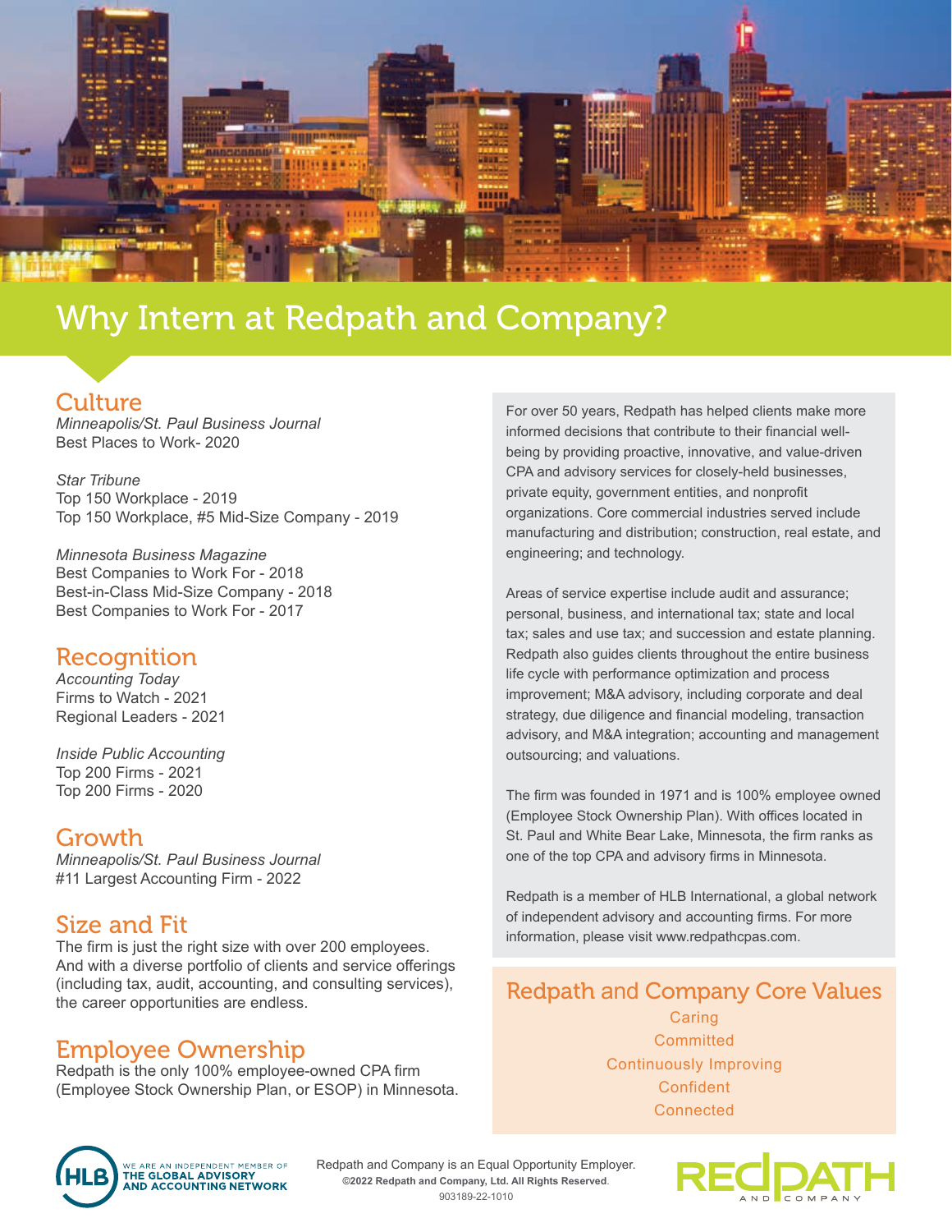# Why Intern at Redpath and Company?

## Culture

*Minneapolis/St. Paul Business Journal*
Best Places to Work- 2020

*Star Tribune*
Top 150 Workplace - 2019
Top 150 Workplace, #5 Mid-Size Company - 2019

*Minnesota Business Magazine*
Best Companies to Work For - 2018
Best-in-Class Mid-Size Company - 2018
Best Companies to Work For - 2017

## Recognition

*Accounting Today*
Firms to Watch - 2021
Regional Leaders - 2021

*Inside Public Accounting*
Top 200 Firms - 2021
Top 200 Firms - 2020

## Growth

*Minneapolis/St. Paul Business Journal*
#11 Largest Accounting Firm - 2022

## Size and Fit

The firm is just the right size with over 200 employees. And with a diverse portfolio of clients and service offerings (including tax, audit, accounting, and consulting services), the career opportunities are endless.

## Employee Ownership

Redpath is the only 100% employee-owned CPA firm (Employee Stock Ownership Plan, or ESOP) in Minnesota.

For over 50 years, Redpath has helped clients make more informed decisions that contribute to their financial well-being by providing proactive, innovative, and value-driven CPA and advisory services for closely-held businesses, private equity, government entities, and nonprofit organizations. Core commercial industries served include manufacturing and distribution; construction, real estate, and engineering; and technology.

Areas of service expertise include audit and assurance; personal, business, and international tax; state and local tax; sales and use tax; and succession and estate planning. Redpath also guides clients throughout the entire business life cycle with performance optimization and process improvement; M&A advisory, including corporate and deal strategy, due diligence and financial modeling, transaction advisory, and M&A integration; accounting and management outsourcing; and valuations.

The firm was founded in 1971 and is 100% employee owned (Employee Stock Ownership Plan). With offices located in St. Paul and White Bear Lake, Minnesota, the firm ranks as one of the top CPA and advisory firms in Minnesota.

Redpath is a member of HLB International, a global network of independent advisory and accounting firms. For more information, please visit www.redpathcpas.com.

## Redpath and Company Core Values

Caring
Committed
Continuously Improving
Confident
Connected

HLB — WE ARE AN INDEPENDENT MEMBER OF THE GLOBAL ADVISORY AND ACCOUNTING NETWORK

Redpath and Company is an Equal Opportunity Employer.
**©2022 Redpath and Company, Ltd. All Rights Reserved.**
903189-22-1010

REDPATH AND COMPANY